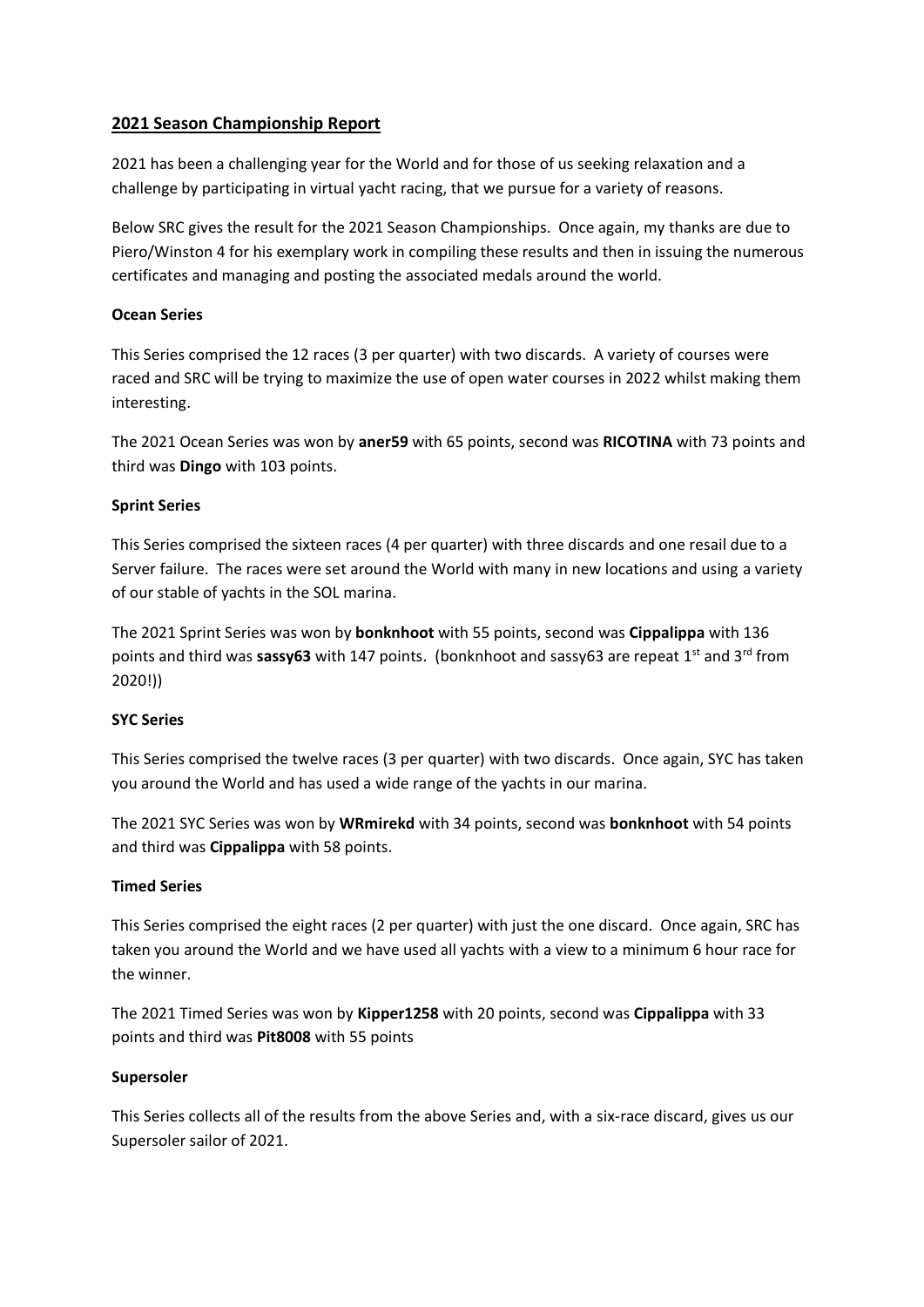## 2021 Season Championship Report

2021 has been a challenging year for the World and for those of us seeking relaxation and a challenge by participating in virtual yacht racing, that we pursue for a variety of reasons.

Below SRC gives the result for the 2021 Season Championships. Once again, my thanks are due to Piero/Winston 4 for his exemplary work in compiling these results and then in issuing the numerous certificates and managing and posting the associated medals around the world.

### Ocean Series

This Series comprised the 12 races (3 per quarter) with two discards. A variety of courses were raced and SRC will be trying to maximize the use of open water courses in 2022 whilst making them interesting.

The 2021 Ocean Series was won by **aner59** with 65 points, second was **RICOTINA** with 73 points and third was **Dingo** with 103 points.

### Sprint Series

This Series comprised the sixteen races (4 per quarter) with three discards and one resail due to a Server failure. The races were set around the World with many in new locations and using a variety of our stable of yachts in the SOL marina.

The 2021 Sprint Series was won by **bonknhoot** with 55 points, second was **Cippalippa** with 136 points and third was **sassy63** with 147 points. (bonknhoot and sassy63 are repeat 1st and 3rd from 2020!))

### SYC Series

This Series comprised the twelve races (3 per quarter) with two discards. Once again, SYC has taken you around the World and has used a wide range of the yachts in our marina.

The 2021 SYC Series was won by **WRmirekd** with 34 points, second was **bonknhoot** with 54 points and third was **Cippalippa** with 58 points.

### Timed Series

This Series comprised the eight races (2 per quarter) with just the one discard. Once again, SRC has taken you around the World and we have used all yachts with a view to a minimum 6 hour race for the winner.

The 2021 Timed Series was won by **Kipper1258** with 20 points, second was **Cippalippa** with 33 points and third was **Pit8008** with 55 points

### Supersoler

This Series collects all of the results from the above Series and, with a six-race discard, gives us our Supersoler sailor of 2021.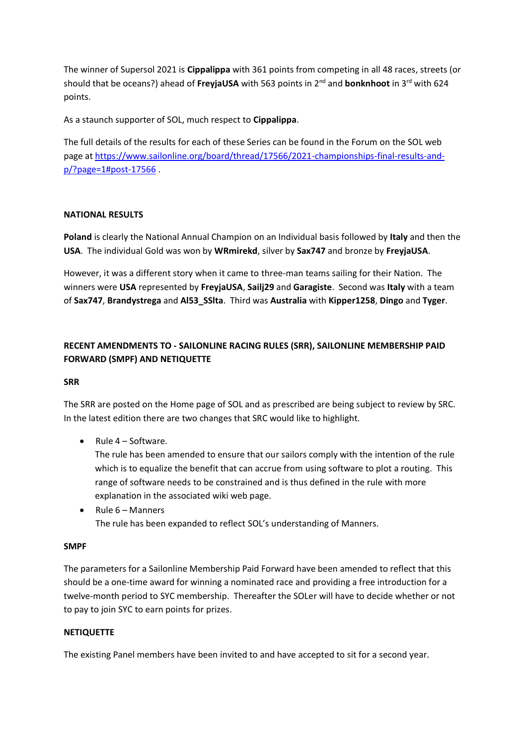The winner of Supersol 2021 is **Cippalippa** with 361 points from competing in all 48 races, streets (or should that be oceans?) ahead of **FreyjaUSA** with 563 points in 2nd and **bonknhoot** in 3rd with 624 points.

As a staunch supporter of SOL, much respect to **Cippalippa**.

The full details of the results for each of these Series can be found in the Forum on the SOL web page at [https://www.sailonline.org/board/thread/17566/2021-championships-final-results-and-p/?page=1#post-17566](https://www.sailonline.org/board/thread/17566/2021-championships-final-results-and-p/?page=1#post-17566) .

**NATIONAL RESULTS**

**Poland** is clearly the National Annual Champion on an Individual basis followed by **Italy** and then the **USA**. The individual Gold was won by **WRmirekd**, silver by **Sax747** and bronze by **FreyjaUSA**.

However, it was a different story when it came to three-man teams sailing for their Nation. The winners were **USA** represented by **FreyjaUSA**, **Sailj29** and **Garagiste**. Second was **Italy** with a team of **Sax747**, **Brandystrega** and **Al53_SSlta**. Third was **Australia** with **Kipper1258**, **Dingo** and **Tyger**.

**RECENT AMENDMENTS TO - SAILONLINE RACING RULES (SRR), SAILONLINE MEMBERSHIP PAID FORWARD (SMPF) AND NETIQUETTE**

**SRR**

The SRR are posted on the Home page of SOL and as prescribed are being subject to review by SRC. In the latest edition there are two changes that SRC would like to highlight.

- Rule 4 – Software.
  The rule has been amended to ensure that our sailors comply with the intention of the rule which is to equalize the benefit that can accrue from using software to plot a routing. This range of software needs to be constrained and is thus defined in the rule with more explanation in the associated wiki web page.
- Rule 6 – Manners
  The rule has been expanded to reflect SOL's understanding of Manners.

**SMPF**

The parameters for a Sailonline Membership Paid Forward have been amended to reflect that this should be a one-time award for winning a nominated race and providing a free introduction for a twelve-month period to SYC membership. Thereafter the SOLer will have to decide whether or not to pay to join SYC to earn points for prizes.

**NETIQUETTE**

The existing Panel members have been invited to and have accepted to sit for a second year.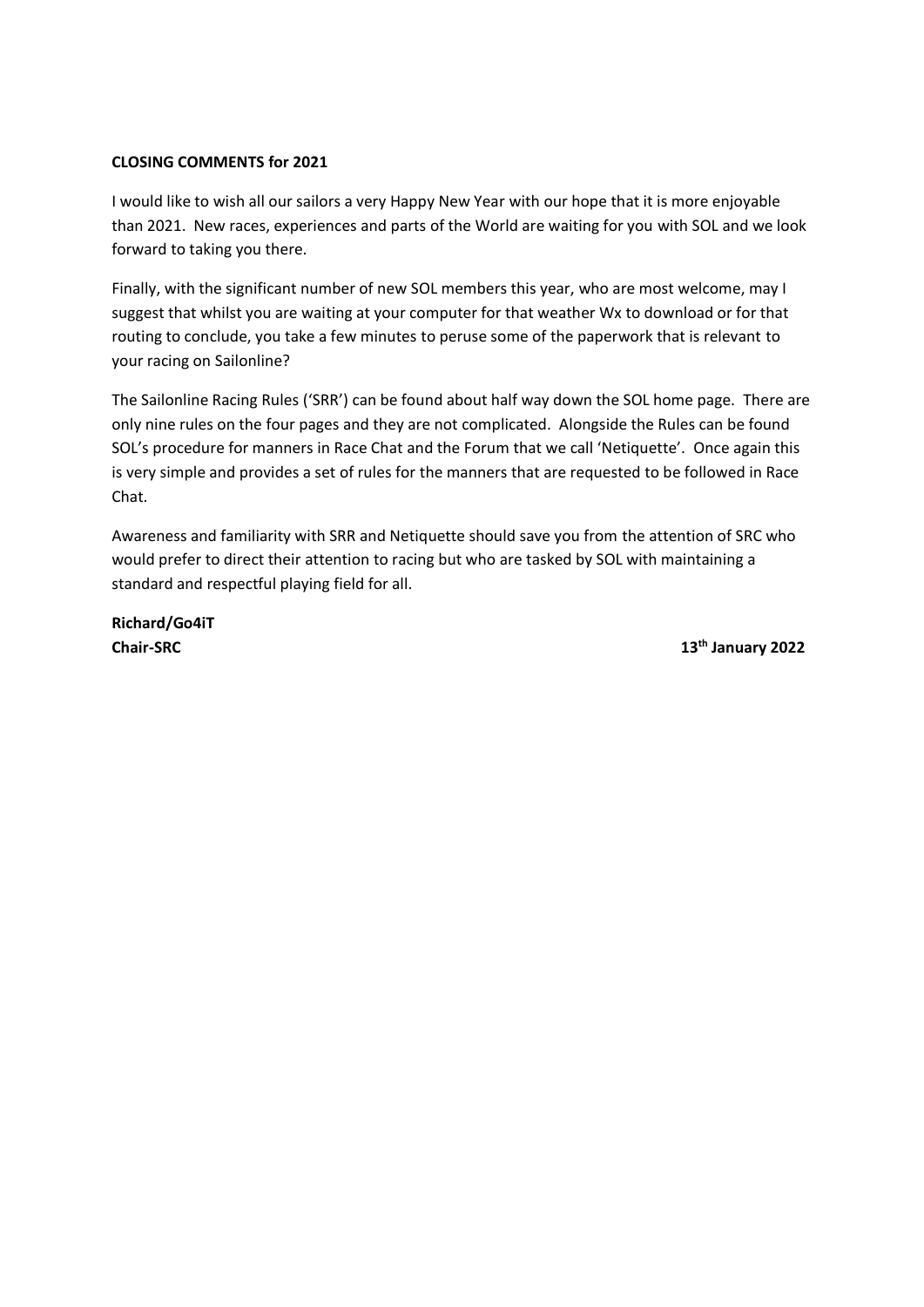**CLOSING COMMENTS for 2021**

I would like to wish all our sailors a very Happy New Year with our hope that it is more enjoyable than 2021. New races, experiences and parts of the World are waiting for you with SOL and we look forward to taking you there.

Finally, with the significant number of new SOL members this year, who are most welcome, may I suggest that whilst you are waiting at your computer for that weather Wx to download or for that routing to conclude, you take a few minutes to peruse some of the paperwork that is relevant to your racing on Sailonline?

The Sailonline Racing Rules ('SRR') can be found about half way down the SOL home page. There are only nine rules on the four pages and they are not complicated. Alongside the Rules can be found SOL's procedure for manners in Race Chat and the Forum that we call 'Netiquette'. Once again this is very simple and provides a set of rules for the manners that are requested to be followed in Race Chat.

Awareness and familiarity with SRR and Netiquette should save you from the attention of SRC who would prefer to direct their attention to racing but who are tasked by SOL with maintaining a standard and respectful playing field for all.

**Richard/Go4iT**
**Chair-SRC** **13th January 2022**